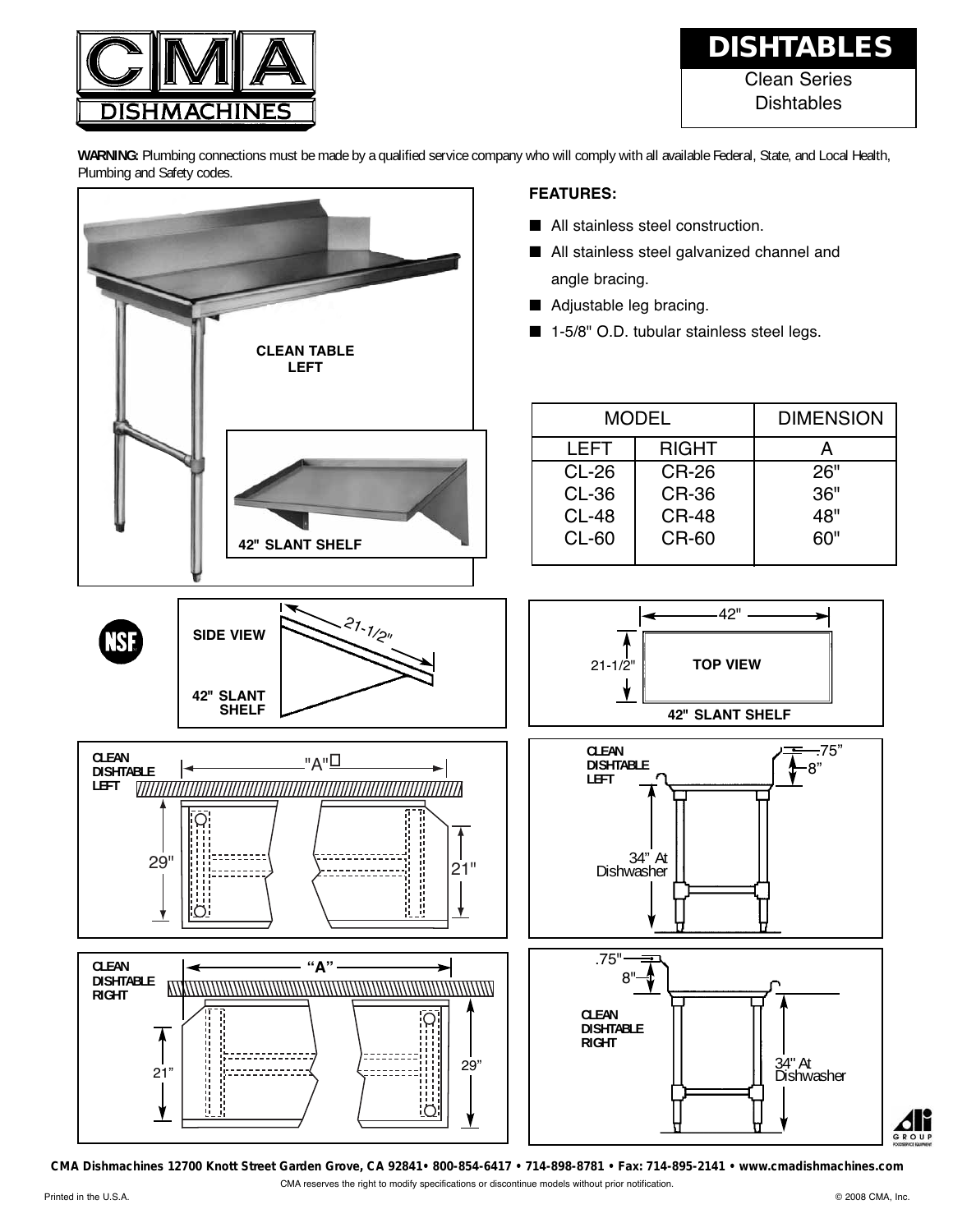# CMA DISHMACHINES

## DISHTABLES

Clean Series Dishtables

**WARNING:** Plumbing connections must be made by a qualified service company who will comply with all available Federal, State, and Local Health, Plumbing and Safety codes.

CLEAN TABLE LEFT

42" SLANT SHELF

### FEATURES:

- All stainless steel construction.
- All stainless steel galvanized channel and angle bracing.
- Adjustable leg bracing.
- 1-5/8" O.D. tubular stainless steel legs.

| MODEL | | DIMENSION |
|---|---|---|
| LEFT | RIGHT | A |
| CL-26 | CR-26 | 26" |
| CL-36 | CR-36 | 36" |
| CL-48 | CR-48 | 48" |
| CL-60 | CR-60 | 60" |

SIDE VIEW 42" SLANT SHELF — 21-1/2"

TOP VIEW 42" SLANT SHELF — 42" × 21-1/2"

CLEAN DISHTABLE LEFT — "A", 29", 21"

CLEAN DISHTABLE LEFT — .75", 8", 34" At Dishwasher

CLEAN DISHTABLE RIGHT — "A", 21", 29"

CLEAN DISHTABLE RIGHT — .75", 8", 34" At Dishwasher

CMA Dishmachines 12700 Knott Street Garden Grove, CA 92841• 800-854-6417 • 714-898-8781 • Fax: 714-895-2141 • www.cmadishmachines.com

CMA reserves the right to modify specifications or discontinue models without prior notification.

Printed in the U.S.A. © 2008 CMA, Inc.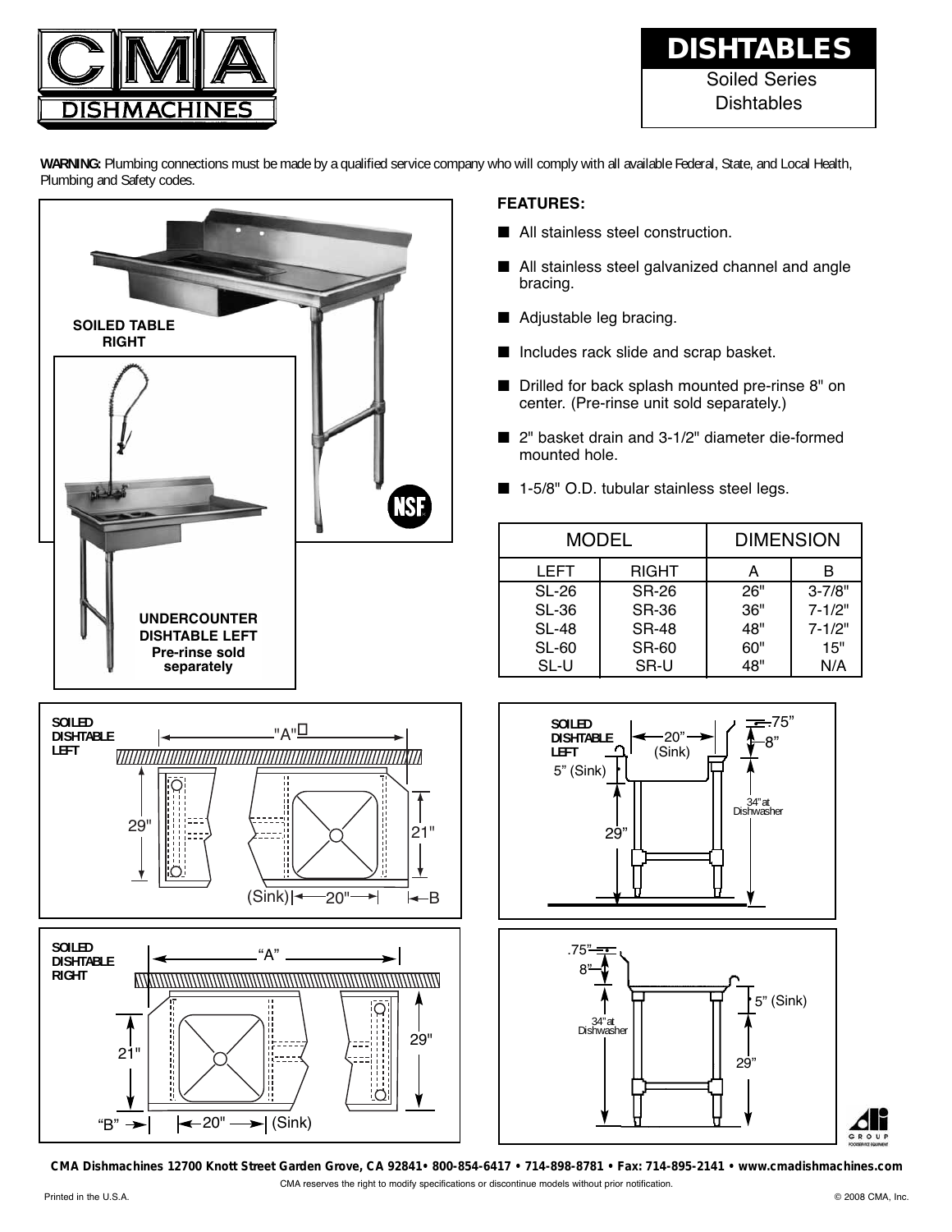# DISHTABLES

Soiled Series Dishtables

**WARNING:** Plumbing connections must be made by a qualified service company who will comply with all available Federal, State, and Local Health, Plumbing and Safety codes.

SOILED TABLE RIGHT

UNDERCOUNTER DISHTABLE LEFT
Pre-rinse sold separately

## FEATURES:

- All stainless steel construction.
- All stainless steel galvanized channel and angle bracing.
- Adjustable leg bracing.
- Includes rack slide and scrap basket.
- Drilled for back splash mounted pre-rinse 8" on center. (Pre-rinse unit sold separately.)
- 2" basket drain and 3-1/2" diameter die-formed mounted hole.
- 1-5/8" O.D. tubular stainless steel legs.

| MODEL | | DIMENSION | |
|---|---|---|---|
| LEFT | RIGHT | A | B |
| SL-26 | SR-26 | 26" | 3-7/8" |
| SL-36 | SR-36 | 36" | 7-1/2" |
| SL-48 | SR-48 | 48" | 7-1/2" |
| SL-60 | SR-60 | 60" | 15" |
| SL-U | SR-U | 48" | N/A |

SOILED DISHTABLE LEFT
"A"
29"
21"
(Sink) 20"
B

SOILED DISHTABLE LEFT
20" (Sink)
5" (Sink)
.75"
8"
34" at Dishwasher
29"

SOILED DISHTABLE RIGHT
"A"
21"
29"
"B"
20" (Sink)

.75"
8"
34" at Dishwasher
5" (Sink)
29"

CMA Dishmachines 12700 Knott Street Garden Grove, CA 92841• 800-854-6417 • 714-898-8781 • Fax: 714-895-2141 • www.cmadishmachines.com

CMA reserves the right to modify specifications or discontinue models without prior notification.

Printed in the U.S.A. © 2008 CMA, Inc.